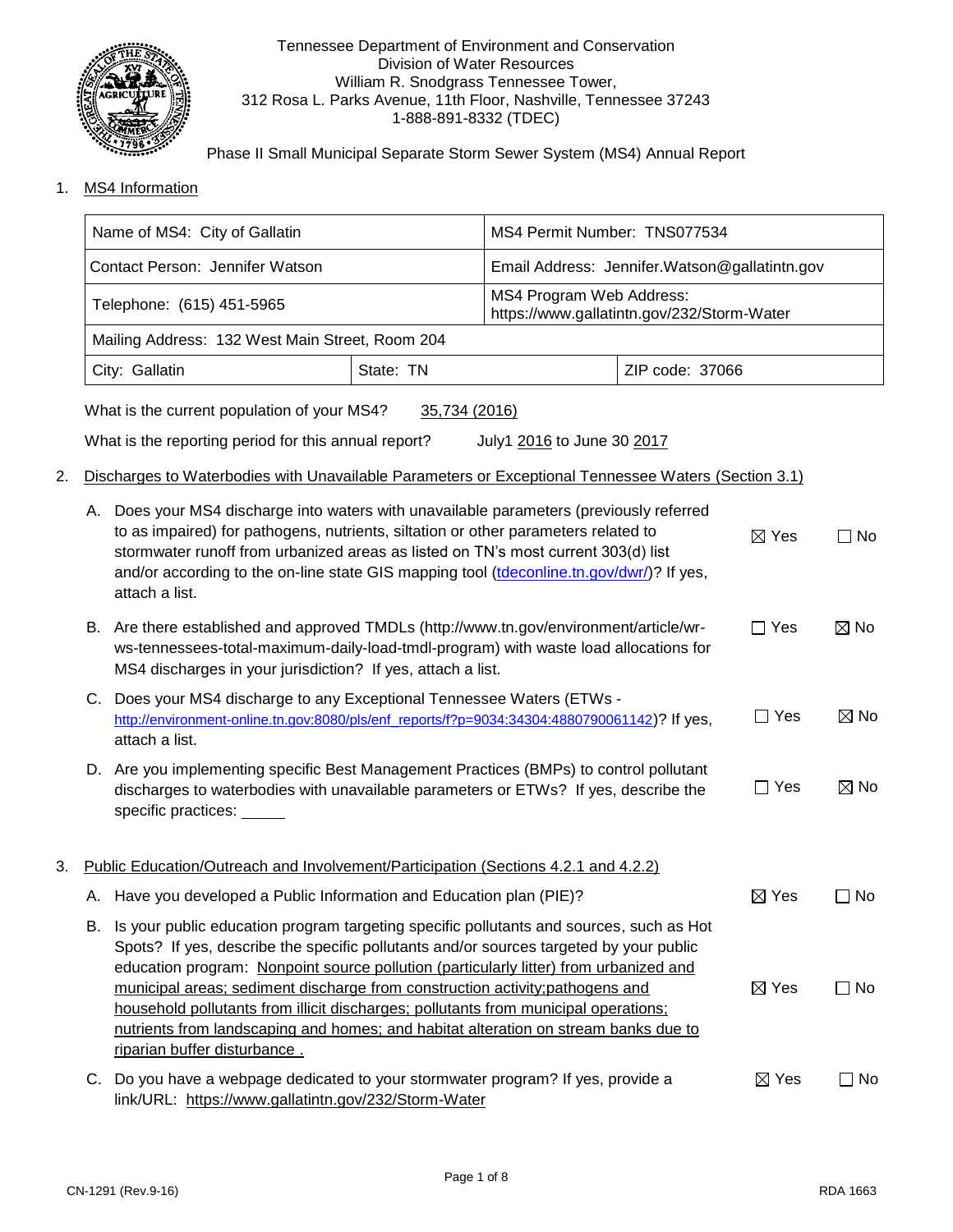Tennessee Department of Environment and Conservation
Division of Water Resources
William R. Snodgrass Tennessee Tower,
312 Rosa L. Parks Avenue, 11th Floor, Nashville, Tennessee 37243
1-888-891-8332 (TDEC)

Phase II Small Municipal Separate Storm Sewer System (MS4) Annual Report

1. MS4 Information

| | | |
|---|---|---|
| Name of MS4: City of Gallatin | MS4 Permit Number: TNS077534 | |
| Contact Person: Jennifer Watson | Email Address: Jennifer.Watson@gallatintn.gov | |
| Telephone: (615) 451-5965 | MS4 Program Web Address: https://www.gallatintn.gov/232/Storm-Water | |
| Mailing Address: 132 West Main Street, Room 204 | | |
| City: Gallatin | State: TN | ZIP code: 37066 |

What is the current population of your MS4? 35,734 (2016)

What is the reporting period for this annual report? July1 2016 to June 30 2017

2. Discharges to Waterbodies with Unavailable Parameters or Exceptional Tennessee Waters (Section 3.1)

A. Does your MS4 discharge into waters with unavailable parameters (previously referred to as impaired) for pathogens, nutrients, siltation or other parameters related to stormwater runoff from urbanized areas as listed on TN's most current 303(d) list and/or according to the on-line state GIS mapping tool (tdeconline.tn.gov/dwr/)? If yes, attach a list. ☒ Yes ☐ No

B. Are there established and approved TMDLs (http://www.tn.gov/environment/article/wr-ws-tennessees-total-maximum-daily-load-tmdl-program) with waste load allocations for MS4 discharges in your jurisdiction? If yes, attach a list. ☐ Yes ☒ No

C. Does your MS4 discharge to any Exceptional Tennessee Waters (ETWs - http://environment-online.tn.gov:8080/pls/enf_reports/f?p=9034:34304:4880790061142)? If yes, attach a list. ☐ Yes ☒ No

D. Are you implementing specific Best Management Practices (BMPs) to control pollutant discharges to waterbodies with unavailable parameters or ETWs? If yes, describe the specific practices: _____ ☐ Yes ☒ No

3. Public Education/Outreach and Involvement/Participation (Sections 4.2.1 and 4.2.2)

A. Have you developed a Public Information and Education plan (PIE)? ☒ Yes ☐ No

B. Is your public education program targeting specific pollutants and sources, such as Hot Spots? If yes, describe the specific pollutants and/or sources targeted by your public education program: Nonpoint source pollution (particularly litter) from urbanized and municipal areas; sediment discharge from construction activity;pathogens and household pollutants from illicit discharges; pollutants from municipal operations; nutrients from landscaping and homes; and habitat alteration on stream banks due to riparian buffer disturbance . ☒ Yes ☐ No

C. Do you have a webpage dedicated to your stormwater program? If yes, provide a link/URL: https://www.gallatintn.gov/232/Storm-Water ☒ Yes ☐ No

CN-1291 (Rev.9-16) RDA 1663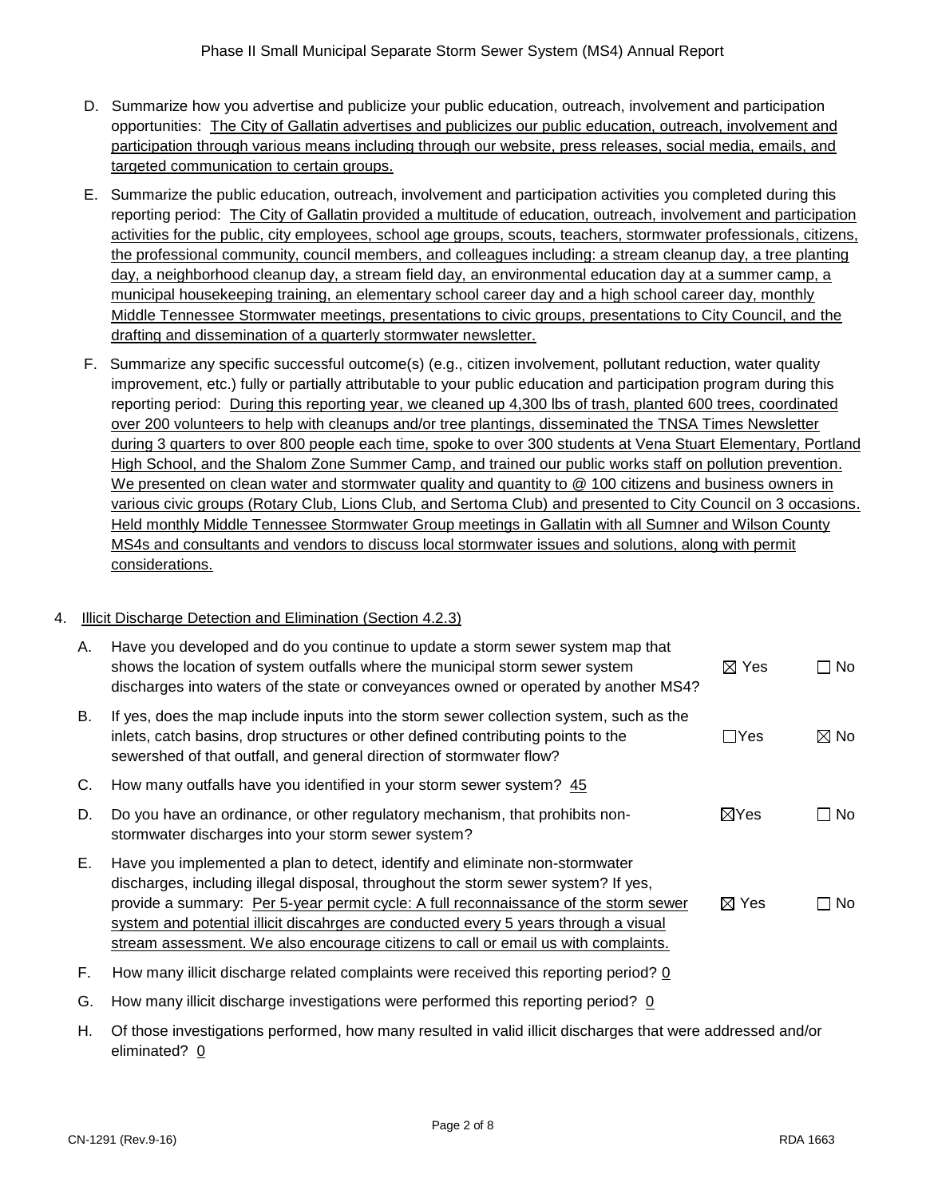D. Summarize how you advertise and publicize your public education, outreach, involvement and participation opportunities: The City of Gallatin advertises and publicizes our public education, outreach, involvement and participation through various means including through our website, press releases, social media, emails, and targeted communication to certain groups.

E. Summarize the public education, outreach, involvement and participation activities you completed during this reporting period: The City of Gallatin provided a multitude of education, outreach, involvement and participation activities for the public, city employees, school age groups, scouts, teachers, stormwater professionals, citizens, the professional community, council members, and colleagues including: a stream cleanup day, a tree planting day, a neighborhood cleanup day, a stream field day, an environmental education day at a summer camp, a municipal housekeeping training, an elementary school career day and a high school career day, monthly Middle Tennessee Stormwater meetings, presentations to civic groups, presentations to City Council, and the drafting and dissemination of a quarterly stormwater newsletter.

F. Summarize any specific successful outcome(s) (e.g., citizen involvement, pollutant reduction, water quality improvement, etc.) fully or partially attributable to your public education and participation program during this reporting period: During this reporting year, we cleaned up 4,300 lbs of trash, planted 600 trees, coordinated over 200 volunteers to help with cleanups and/or tree plantings, disseminated the TNSA Times Newsletter during 3 quarters to over 800 people each time, spoke to over 300 students at Vena Stuart Elementary, Portland High School, and the Shalom Zone Summer Camp, and trained our public works staff on pollution prevention. We presented on clean water and stormwater quality and quantity to @ 100 citizens and business owners in various civic groups (Rotary Club, Lions Club, and Sertoma Club) and presented to City Council on 3 occasions. Held monthly Middle Tennessee Stormwater Group meetings in Gallatin with all Sumner and Wilson County MS4s and consultants and vendors to discuss local stormwater issues and solutions, along with permit considerations.

4. Illicit Discharge Detection and Elimination (Section 4.2.3)

A. Have you developed and do you continue to update a storm sewer system map that shows the location of system outfalls where the municipal storm sewer system discharges into waters of the state or conveyances owned or operated by another MS4? ☒ Yes ☐ No

B. If yes, does the map include inputs into the storm sewer collection system, such as the inlets, catch basins, drop structures or other defined contributing points to the sewershed of that outfall, and general direction of stormwater flow? ☐ Yes ☒ No

C. How many outfalls have you identified in your storm sewer system? 45

D. Do you have an ordinance, or other regulatory mechanism, that prohibits non-stormwater discharges into your storm sewer system? ☒ Yes ☐ No

E. Have you implemented a plan to detect, identify and eliminate non-stormwater discharges, including illegal disposal, throughout the storm sewer system? If yes, provide a summary: Per 5-year permit cycle: A full reconnaissance of the storm sewer system and potential illicit discahrges are conducted every 5 years through a visual stream assessment. We also encourage citizens to call or email us with complaints. ☒ Yes ☐ No

F. How many illicit discharge related complaints were received this reporting period? 0

G. How many illicit discharge investigations were performed this reporting period? 0

H. Of those investigations performed, how many resulted in valid illicit discharges that were addressed and/or eliminated? 0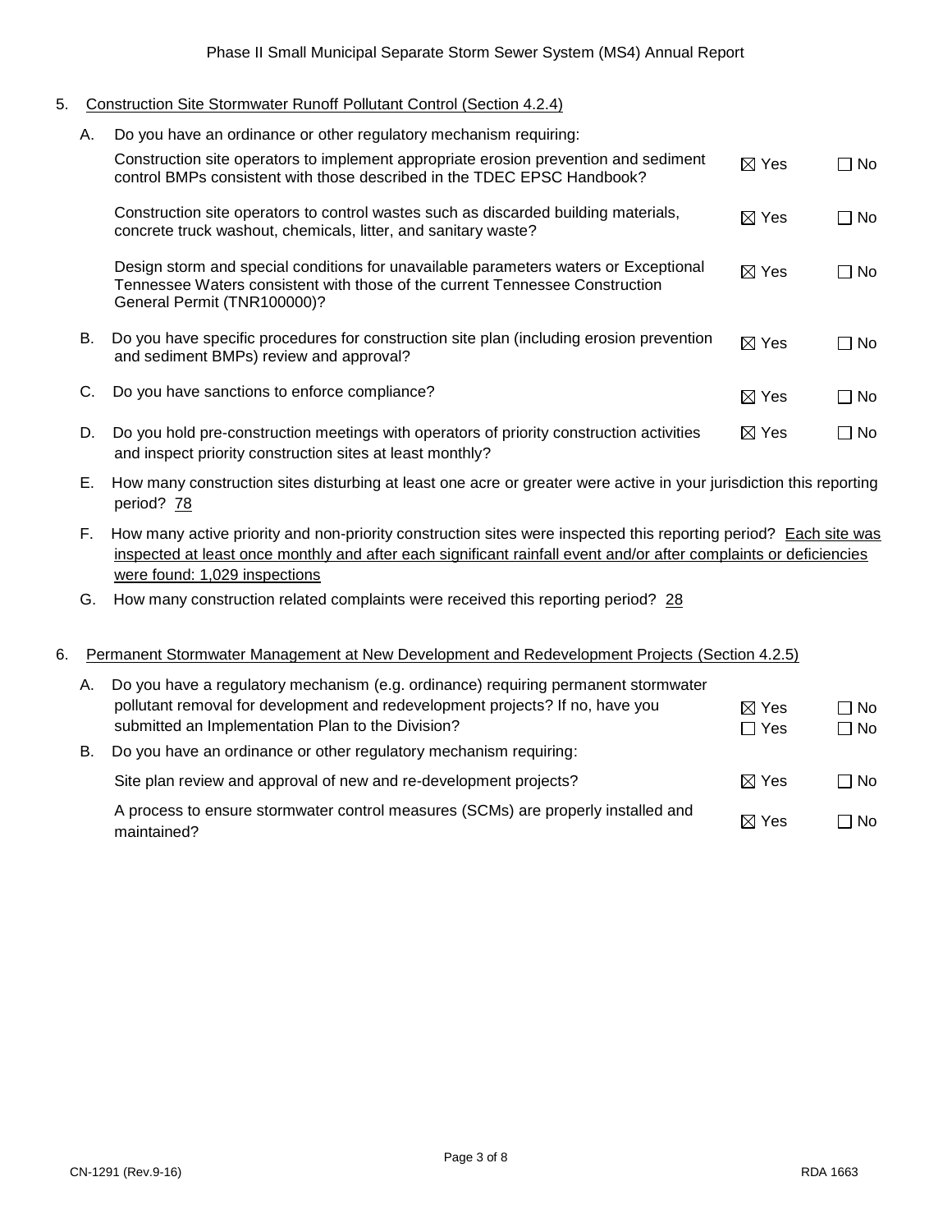5. Construction Site Stormwater Runoff Pollutant Control (Section 4.2.4)

   A. Do you have an ordinance or other regulatory mechanism requiring:

      Construction site operators to implement appropriate erosion prevention and sediment control BMPs consistent with those described in the TDEC EPSC Handbook? ☒ Yes ☐ No

      Construction site operators to control wastes such as discarded building materials, concrete truck washout, chemicals, litter, and sanitary waste? ☒ Yes ☐ No

      Design storm and special conditions for unavailable parameters waters or Exceptional Tennessee Waters consistent with those of the current Tennessee Construction General Permit (TNR100000)? ☒ Yes ☐ No

   B. Do you have specific procedures for construction site plan (including erosion prevention and sediment BMPs) review and approval? ☒ Yes ☐ No

   C. Do you have sanctions to enforce compliance? ☒ Yes ☐ No

   D. Do you hold pre-construction meetings with operators of priority construction activities and inspect priority construction sites at least monthly? ☒ Yes ☐ No

   E. How many construction sites disturbing at least one acre or greater were active in your jurisdiction this reporting period? 78

   F. How many active priority and non-priority construction sites were inspected this reporting period? Each site was inspected at least once monthly and after each significant rainfall event and/or after complaints or deficiencies were found: 1,029 inspections

   G. How many construction related complaints were received this reporting period? 28

6. Permanent Stormwater Management at New Development and Redevelopment Projects (Section 4.2.5)

   A. Do you have a regulatory mechanism (e.g. ordinance) requiring permanent stormwater pollutant removal for development and redevelopment projects? ☒ Yes ☐ No
      If no, have you submitted an Implementation Plan to the Division? ☐ Yes ☐ No

   B. Do you have an ordinance or other regulatory mechanism requiring:

      Site plan review and approval of new and re-development projects? ☒ Yes ☐ No

      A process to ensure stormwater control measures (SCMs) are properly installed and maintained? ☒ Yes ☐ No

CN-1291 (Rev.9-16) RDA 1663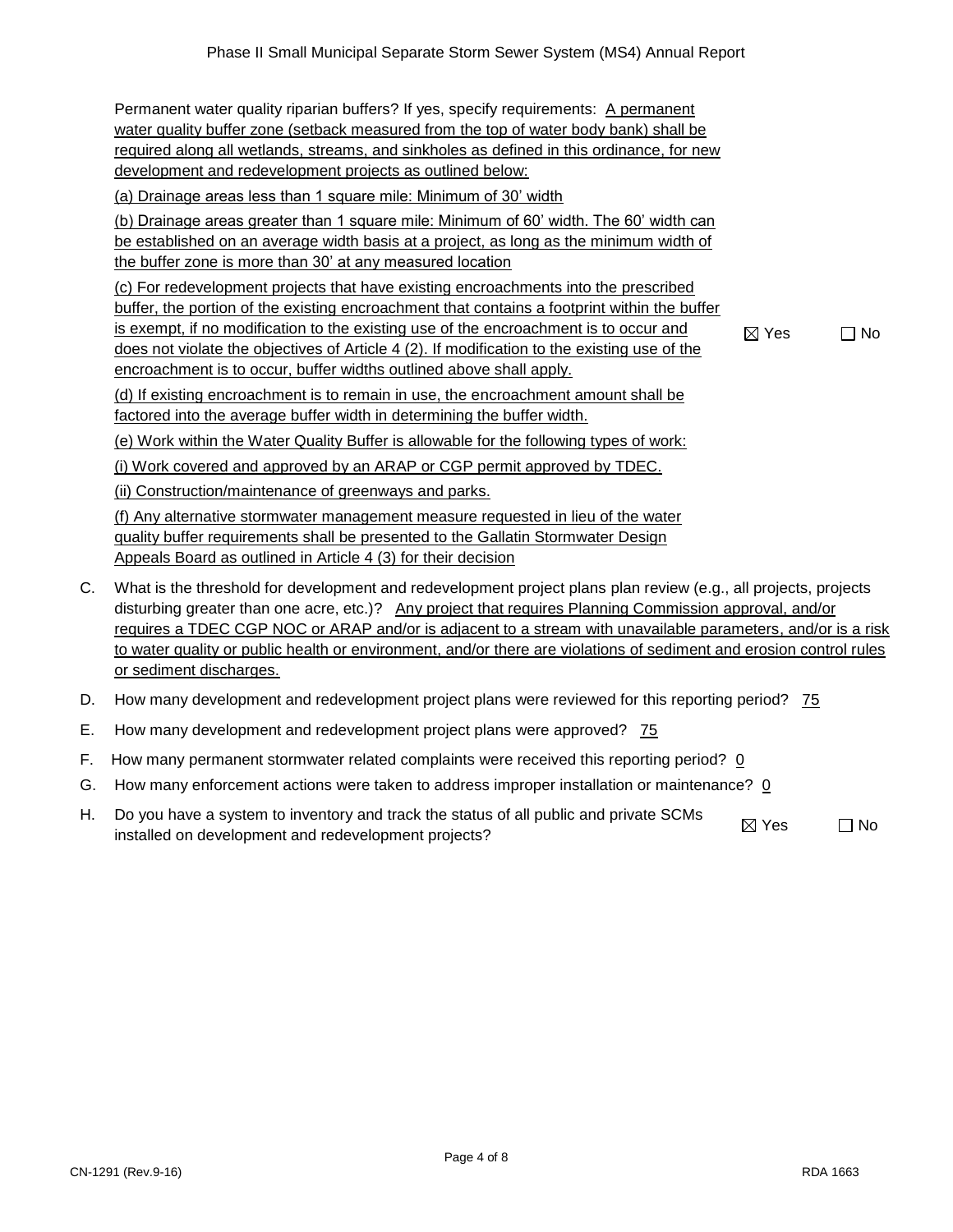Permanent water quality riparian buffers? If yes, specify requirements: A permanent water quality buffer zone (setback measured from the top of water body bank) shall be required along all wetlands, streams, and sinkholes as defined in this ordinance, for new development and redevelopment projects as outlined below:

(a) Drainage areas less than 1 square mile: Minimum of 30' width

(b) Drainage areas greater than 1 square mile: Minimum of 60' width. The 60' width can be established on an average width basis at a project, as long as the minimum width of the buffer zone is more than 30' at any measured location

(c) For redevelopment projects that have existing encroachments into the prescribed buffer, the portion of the existing encroachment that contains a footprint within the buffer is exempt, if no modification to the existing use of the encroachment is to occur and does not violate the objectives of Article 4 (2). If modification to the existing use of the encroachment is to occur, buffer widths outlined above shall apply.

(d) If existing encroachment is to remain in use, the encroachment amount shall be factored into the average buffer width in determining the buffer width.

(e) Work within the Water Quality Buffer is allowable for the following types of work:

(i) Work covered and approved by an ARAP or CGP permit approved by TDEC.

(ii) Construction/maintenance of greenways and parks.

(f) Any alternative stormwater management measure requested in lieu of the water quality buffer requirements shall be presented to the Gallatin Stormwater Design Appeals Board as outlined in Article 4 (3) for their decision

☒ Yes ☐ No

C. What is the threshold for development and redevelopment project plans plan review (e.g., all projects, projects disturbing greater than one acre, etc.)? Any project that requires Planning Commission approval, and/or requires a TDEC CGP NOC or ARAP and/or is adjacent to a stream with unavailable parameters, and/or is a risk to water quality or public health or environment, and/or there are violations of sediment and erosion control rules or sediment discharges.

D. How many development and redevelopment project plans were reviewed for this reporting period? 75

E. How many development and redevelopment project plans were approved? 75

F. How many permanent stormwater related complaints were received this reporting period? 0

G. How many enforcement actions were taken to address improper installation or maintenance? 0

H. Do you have a system to inventory and track the status of all public and private SCMs installed on development and redevelopment projects? ☒ Yes ☐ No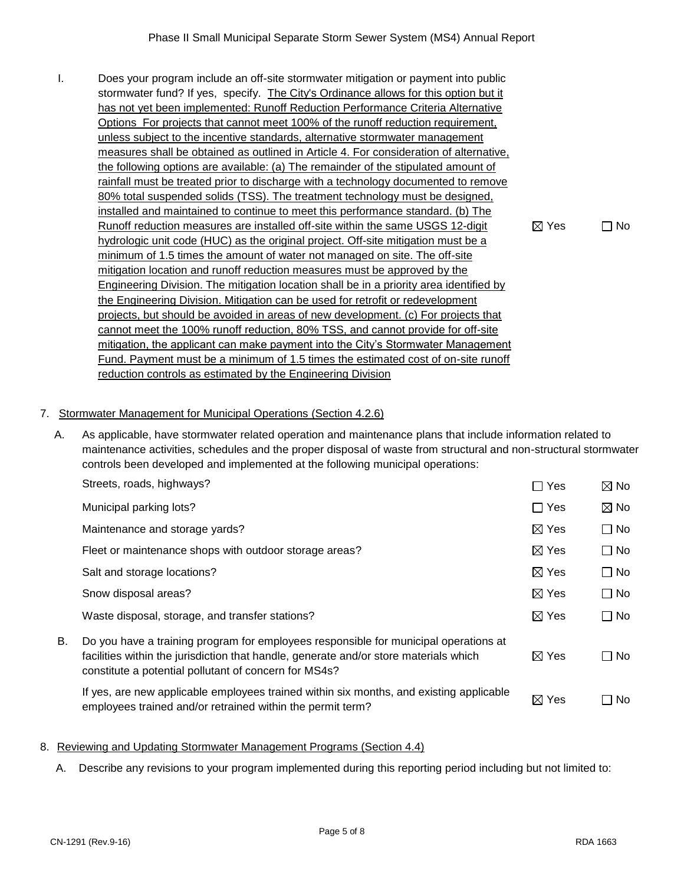I. Does your program include an off-site stormwater mitigation or payment into public stormwater fund? If yes, specify. The City's Ordinance allows for this option but it has not yet been implemented: Runoff Reduction Performance Criteria Alternative Options For projects that cannot meet 100% of the runoff reduction requirement, unless subject to the incentive standards, alternative stormwater management measures shall be obtained as outlined in Article 4. For consideration of alternative, the following options are available: (a) The remainder of the stipulated amount of rainfall must be treated prior to discharge with a technology documented to remove 80% total suspended solids (TSS). The treatment technology must be designed, installed and maintained to continue to meet this performance standard. (b) The Runoff reduction measures are installed off-site within the same USGS 12-digit hydrologic unit code (HUC) as the original project. Off-site mitigation must be a minimum of 1.5 times the amount of water not managed on site. The off-site mitigation location and runoff reduction measures must be approved by the Engineering Division. The mitigation location shall be in a priority area identified by the Engineering Division. Mitigation can be used for retrofit or redevelopment projects, but should be avoided in areas of new development. (c) For projects that cannot meet the 100% runoff reduction, 80% TSS, and cannot provide for off-site mitigation, the applicant can make payment into the City's Stormwater Management Fund. Payment must be a minimum of 1.5 times the estimated cost of on-site runoff reduction controls as estimated by the Engineering Division — ☒ Yes ☐ No

7. Stormwater Management for Municipal Operations (Section 4.2.6)

A. As applicable, have stormwater related operation and maintenance plans that include information related to maintenance activities, schedules and the proper disposal of waste from structural and non-structural stormwater controls been developed and implemented at the following municipal operations:

| | | |
|---|---|---|
| Streets, roads, highways? | ☐ Yes | ☒ No |
| Municipal parking lots? | ☐ Yes | ☒ No |
| Maintenance and storage yards? | ☒ Yes | ☐ No |
| Fleet or maintenance shops with outdoor storage areas? | ☒ Yes | ☐ No |
| Salt and storage locations? | ☒ Yes | ☐ No |
| Snow disposal areas? | ☒ Yes | ☐ No |
| Waste disposal, storage, and transfer stations? | ☒ Yes | ☐ No |

B. Do you have a training program for employees responsible for municipal operations at facilities within the jurisdiction that handle, generate and/or store materials which constitute a potential pollutant of concern for MS4s? — ☒ Yes ☐ No

If yes, are new applicable employees trained within six months, and existing applicable employees trained and/or retrained within the permit term? — ☒ Yes ☐ No

8. Reviewing and Updating Stormwater Management Programs (Section 4.4)

A. Describe any revisions to your program implemented during this reporting period including but not limited to:

CN-1291 (Rev.9-16) RDA 1663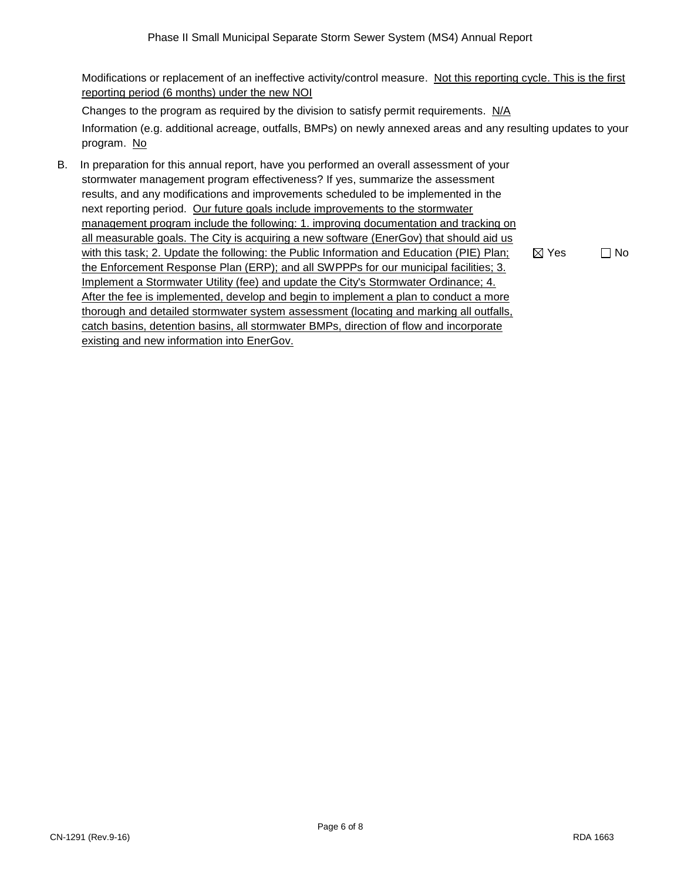Modifications or replacement of an ineffective activity/control measure. Not this reporting cycle. This is the first reporting period (6 months) under the new NOI

Changes to the program as required by the division to satisfy permit requirements. N/A

Information (e.g. additional acreage, outfalls, BMPs) on newly annexed areas and any resulting updates to your program. No

B. In preparation for this annual report, have you performed an overall assessment of your stormwater management program effectiveness? If yes, summarize the assessment results, and any modifications and improvements scheduled to be implemented in the next reporting period. Our future goals include improvements to the stormwater management program include the following: 1. improving documentation and tracking on all measurable goals. The City is acquiring a new software (EnerGov) that should aid us with this task; 2. Update the following: the Public Information and Education (PIE) Plan; the Enforcement Response Plan (ERP); and all SWPPPs for our municipal facilities; 3. Implement a Stormwater Utility (fee) and update the City's Stormwater Ordinance; 4. After the fee is implemented, develop and begin to implement a plan to conduct a more thorough and detailed stormwater system assessment (locating and marking all outfalls, catch basins, detention basins, all stormwater BMPs, direction of flow and incorporate existing and new information into EnerGov.

☒ Yes ☐ No

CN-1291 (Rev.9-16) RDA 1663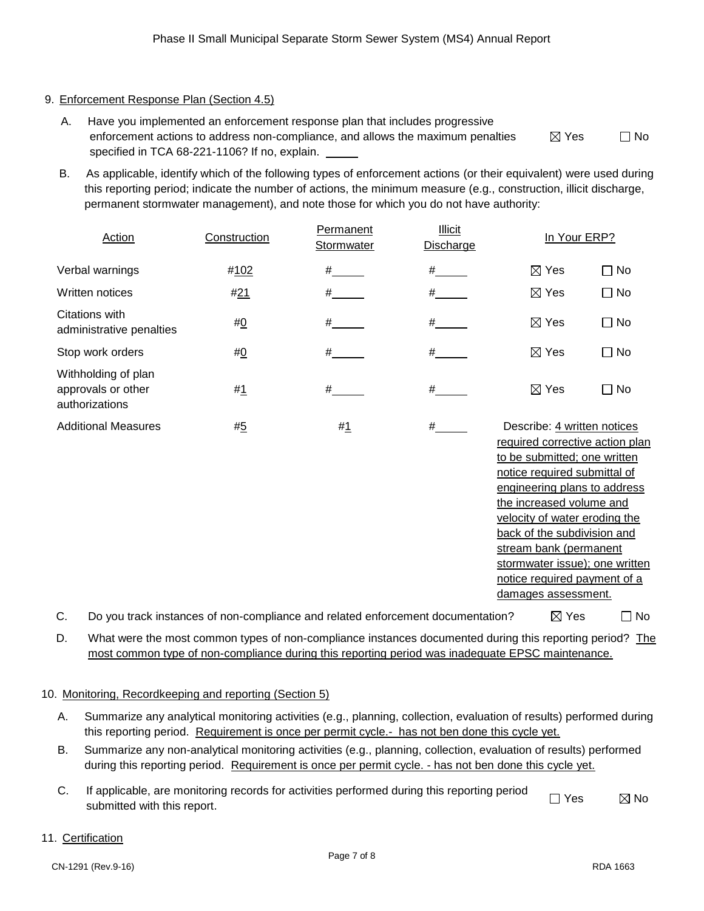9. Enforcement Response Plan (Section 4.5)

   A. Have you implemented an enforcement response plan that includes progressive enforcement actions to address non-compliance, and allows the maximum penalties specified in TCA 68-221-1106? If no, explain. ______ ☒ Yes ☐ No

   B. As applicable, identify which of the following types of enforcement actions (or their equivalent) were used during this reporting period; indicate the number of actions, the minimum measure (e.g., construction, illicit discharge, permanent stormwater management), and note those for which you do not have authority:

| Action | Construction | Permanent Stormwater | Illicit Discharge | In Your ERP? | |
|---|---|---|---|---|---|
| Verbal warnings | #102 | #____ | #____ | ☒ Yes | ☐ No |
| Written notices | #21 | #____ | #____ | ☒ Yes | ☐ No |
| Citations with administrative penalties | #0 | #____ | #____ | ☒ Yes | ☐ No |
| Stop work orders | #0 | #____ | #____ | ☒ Yes | ☐ No |
| Withholding of plan approvals or other authorizations | #1 | #____ | #____ | ☒ Yes | ☐ No |
| Additional Measures | #5 | #1 | #____ | Describe: 4 written notices required corrective action plan to be submitted; one written notice required submittal of engineering plans to address the increased volume and velocity of water eroding the back of the subdivision and stream bank (permanent stormwater issue); one written notice required payment of a damages assessment. | |

   C. Do you track instances of non-compliance and related enforcement documentation? ☒ Yes ☐ No

   D. What were the most common types of non-compliance instances documented during this reporting period? The most common type of non-compliance during this reporting period was inadequate EPSC maintenance.

10. Monitoring, Recordkeeping and reporting (Section 5)

   A. Summarize any analytical monitoring activities (e.g., planning, collection, evaluation of results) performed during this reporting period. Requirement is once per permit cycle.- has not ben done this cycle yet.

   B. Summarize any non-analytical monitoring activities (e.g., planning, collection, evaluation of results) performed during this reporting period. Requirement is once per permit cycle. - has not ben done this cycle yet.

   C. If applicable, are monitoring records for activities performed during this reporting period submitted with this report. ☐ Yes ☒ No

11. Certification

CN-1291 (Rev.9-16) RDA 1663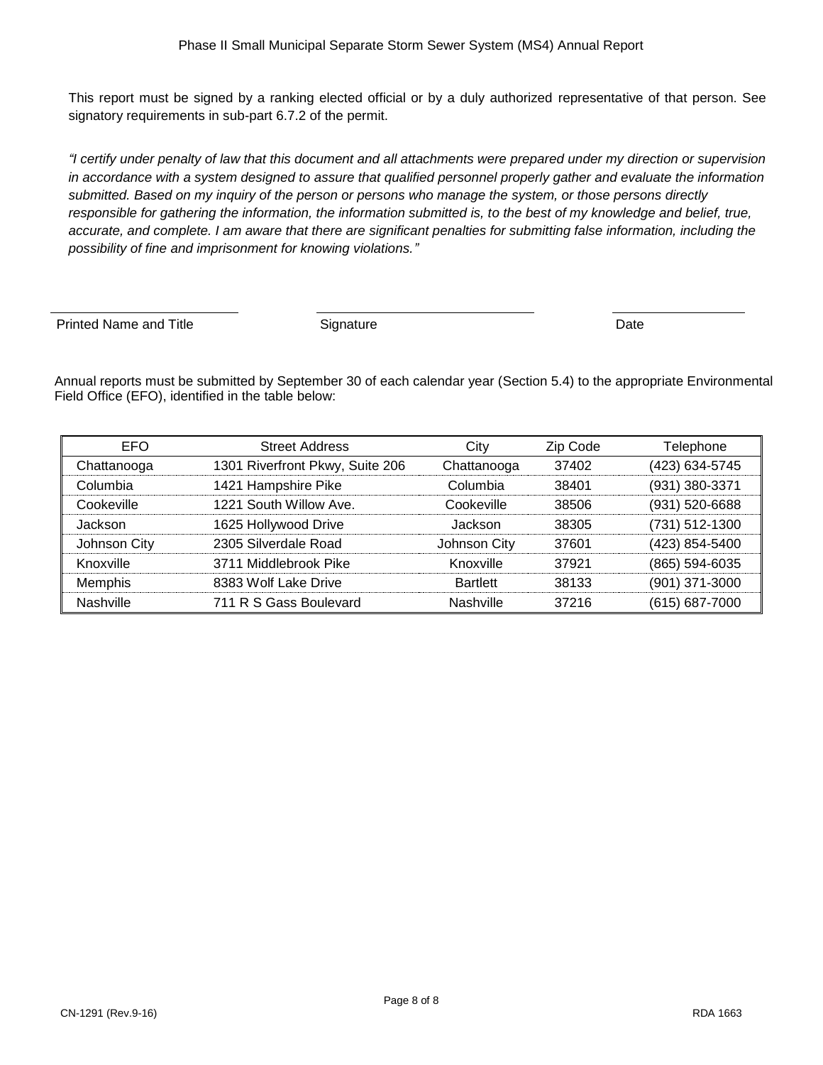This report must be signed by a ranking elected official or by a duly authorized representative of that person. See signatory requirements in sub-part 6.7.2 of the permit.

*"I certify under penalty of law that this document and all attachments were prepared under my direction or supervision in accordance with a system designed to assure that qualified personnel properly gather and evaluate the information submitted. Based on my inquiry of the person or persons who manage the system, or those persons directly responsible for gathering the information, the information submitted is, to the best of my knowledge and belief, true, accurate, and complete. I am aware that there are significant penalties for submitting false information, including the possibility of fine and imprisonment for knowing violations."*

\_\_\_\_\_\_\_\_\_\_\_\_\_\_\_\_\_\_\_\_\_\_\_\_\_\_ \_\_\_\_\_\_\_\_\_\_\_\_\_\_\_\_\_\_\_\_\_\_\_\_\_\_\_\_\_\_ \_\_\_\_\_\_\_\_\_\_\_\_\_\_\_\_\_\_

Printed Name and Title Signature Date

Annual reports must be submitted by September 30 of each calendar year (Section 5.4) to the appropriate Environmental Field Office (EFO), identified in the table below:

| EFO | Street Address | City | Zip Code | Telephone |
|---|---|---|---|---|
| Chattanooga | 1301 Riverfront Pkwy, Suite 206 | Chattanooga | 37402 | (423) 634-5745 |
| Columbia | 1421 Hampshire Pike | Columbia | 38401 | (931) 380-3371 |
| Cookeville | 1221 South Willow Ave. | Cookeville | 38506 | (931) 520-6688 |
| Jackson | 1625 Hollywood Drive | Jackson | 38305 | (731) 512-1300 |
| Johnson City | 2305 Silverdale Road | Johnson City | 37601 | (423) 854-5400 |
| Knoxville | 3711 Middlebrook Pike | Knoxville | 37921 | (865) 594-6035 |
| Memphis | 8383 Wolf Lake Drive | Bartlett | 38133 | (901) 371-3000 |
| Nashville | 711 R S Gass Boulevard | Nashville | 37216 | (615) 687-7000 |

CN-1291 (Rev.9-16) RDA 1663